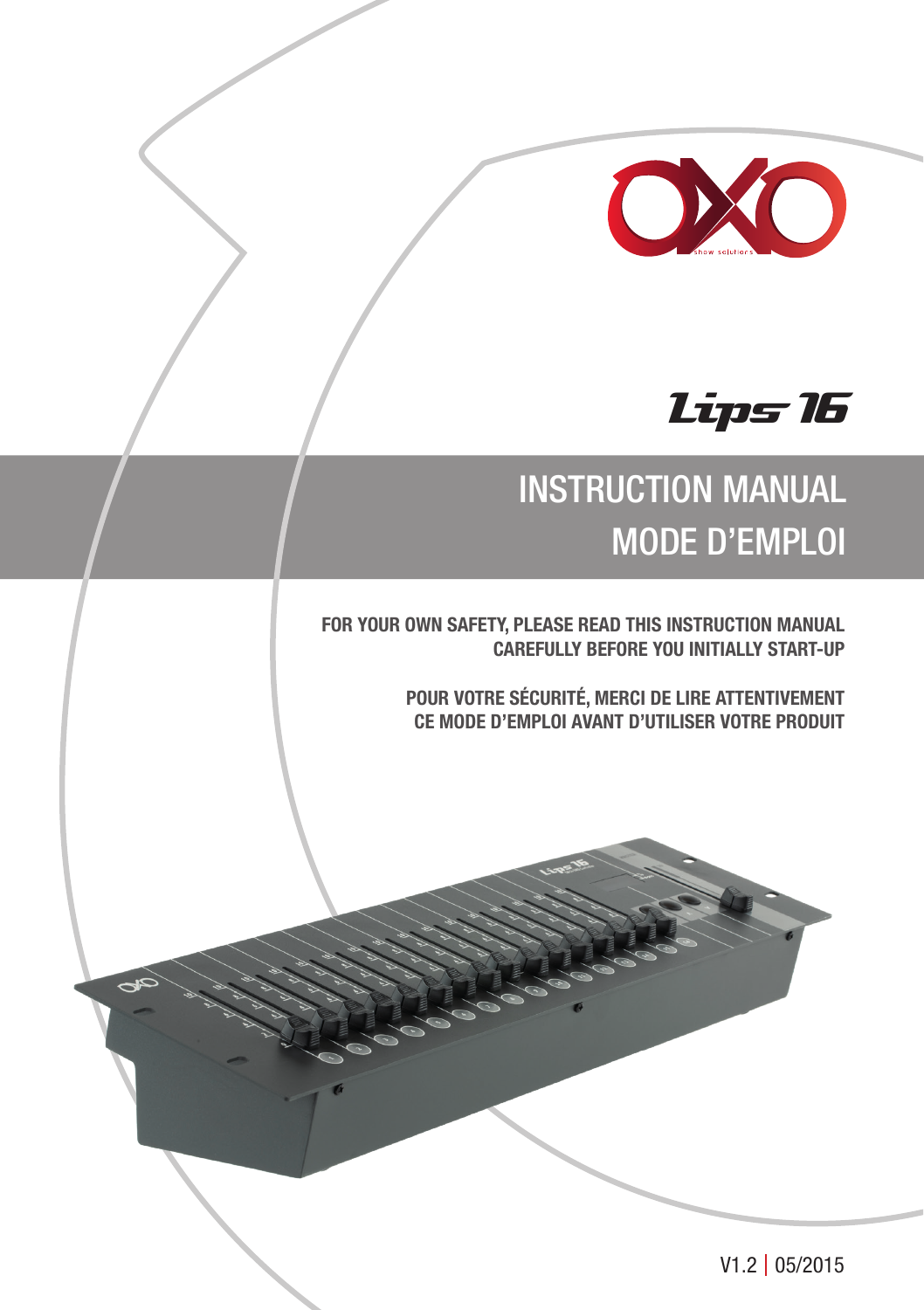OXO show solutions

# Lips 16

## INSTRUCTION MANUAL
## MODE D'EMPLOI

**FOR YOUR OWN SAFETY, PLEASE READ THIS INSTRUCTION MANUAL CAREFULLY BEFORE YOU INITIALLY START-UP**

**POUR VOTRE SÉCURITÉ, MERCI DE LIRE ATTENTIVEMENT CE MODE D'EMPLOI AVANT D'UTILISER VOTRE PRODUIT**

V1.2 | 05/2015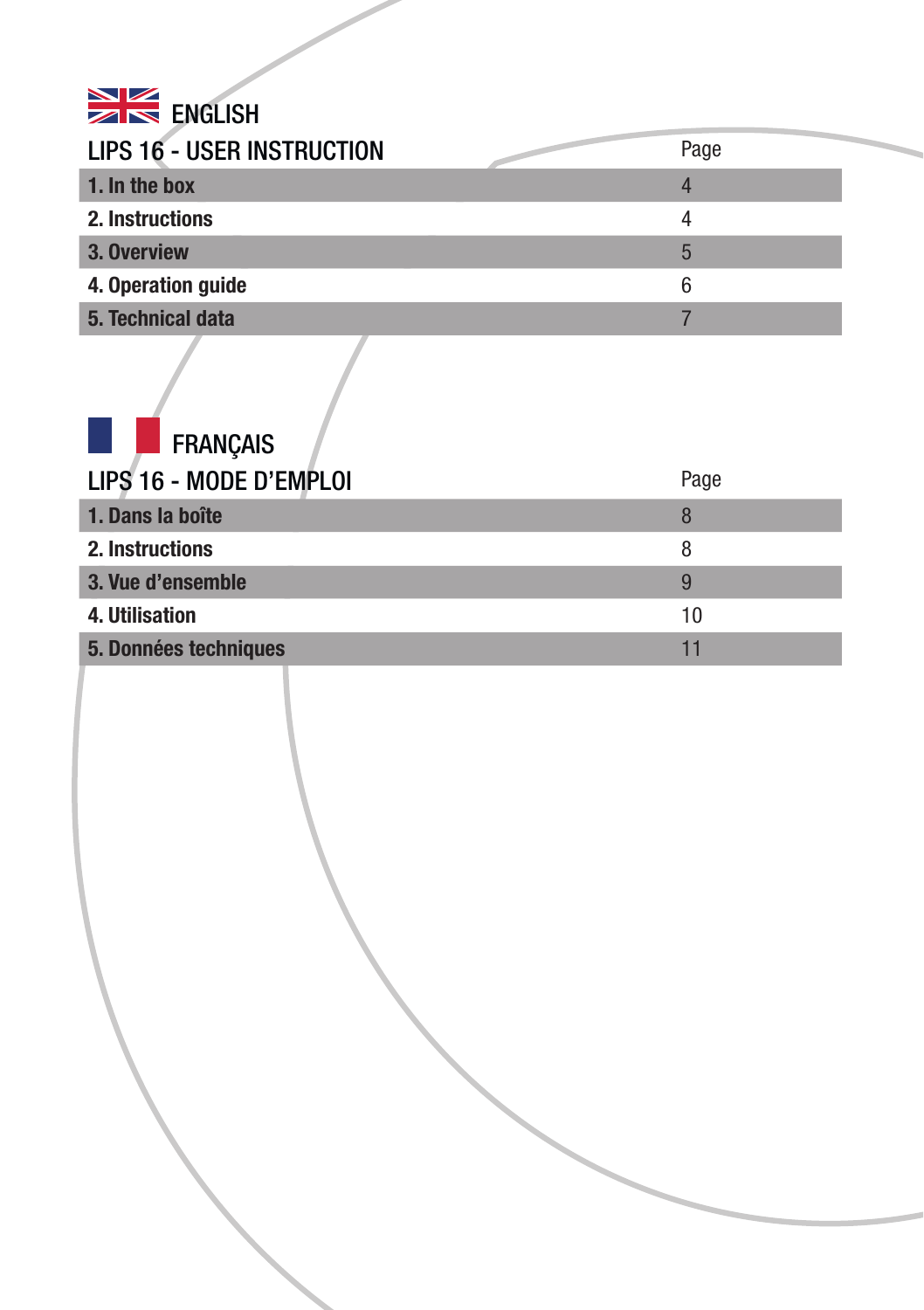## ENGLISH

| LIPS 16 - USER INSTRUCTION | Page |
|---|---|
| **1. In the box** | 4 |
| **2. Instructions** | 4 |
| **3. Overview** | 5 |
| **4. Operation guide** | 6 |
| **5. Technical data** | 7 |

## FRANÇAIS

| LIPS 16 - MODE D'EMPLOI | Page |
|---|---|
| **1. Dans la boîte** | 8 |
| **2. Instructions** | 8 |
| **3. Vue d'ensemble** | 9 |
| **4. Utilisation** | 10 |
| **5. Données techniques** | 11 |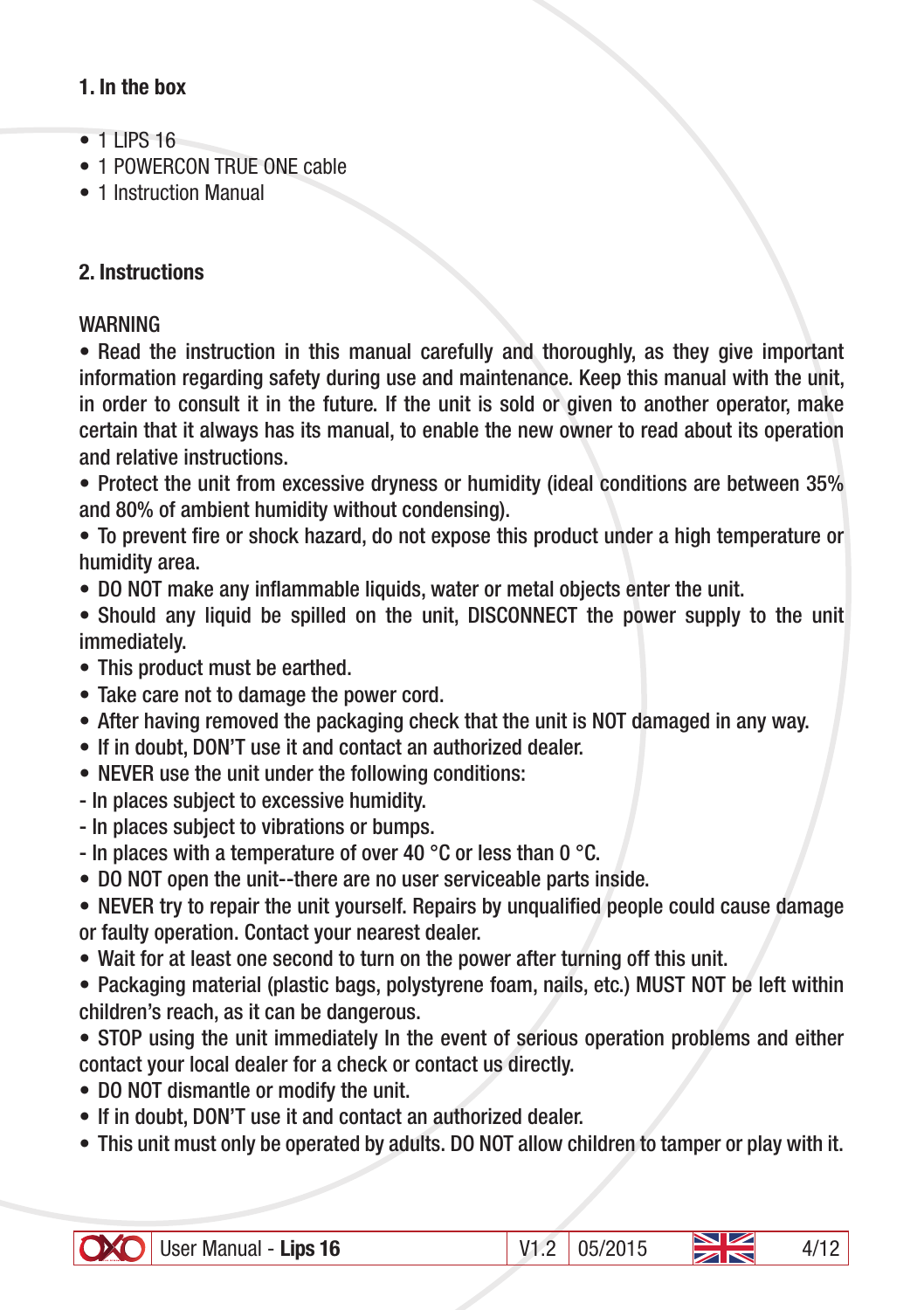## 1. In the box

- 1 LIPS 16
- 1 POWERCON TRUE ONE cable
- 1 Instruction Manual

## 2. Instructions

WARNING

- Read the instruction in this manual carefully and thoroughly, as they give important information regarding safety during use and maintenance. Keep this manual with the unit, in order to consult it in the future. If the unit is sold or given to another operator, make certain that it always has its manual, to enable the new owner to read about its operation and relative instructions.
- Protect the unit from excessive dryness or humidity (ideal conditions are between 35% and 80% of ambient humidity without condensing).
- To prevent fire or shock hazard, do not expose this product under a high temperature or humidity area.
- DO NOT make any inflammable liquids, water or metal objects enter the unit.
- Should any liquid be spilled on the unit, DISCONNECT the power supply to the unit immediately.
- This product must be earthed.
- Take care not to damage the power cord.
- After having removed the packaging check that the unit is NOT damaged in any way.
- If in doubt, DON'T use it and contact an authorized dealer.
- NEVER use the unit under the following conditions:

- In places subject to excessive humidity.
- In places subject to vibrations or bumps.
- In places with a temperature of over 40 °C or less than 0 °C.

- DO NOT open the unit--there are no user serviceable parts inside.
- NEVER try to repair the unit yourself. Repairs by unqualified people could cause damage or faulty operation. Contact your nearest dealer.
- Wait for at least one second to turn on the power after turning off this unit.
- Packaging material (plastic bags, polystyrene foam, nails, etc.) MUST NOT be left within children's reach, as it can be dangerous.
- STOP using the unit immediately In the event of serious operation problems and either contact your local dealer for a check or contact us directly.
- DO NOT dismantle or modify the unit.
- If in doubt, DON'T use it and contact an authorized dealer.
- This unit must only be operated by adults. DO NOT allow children to tamper or play with it.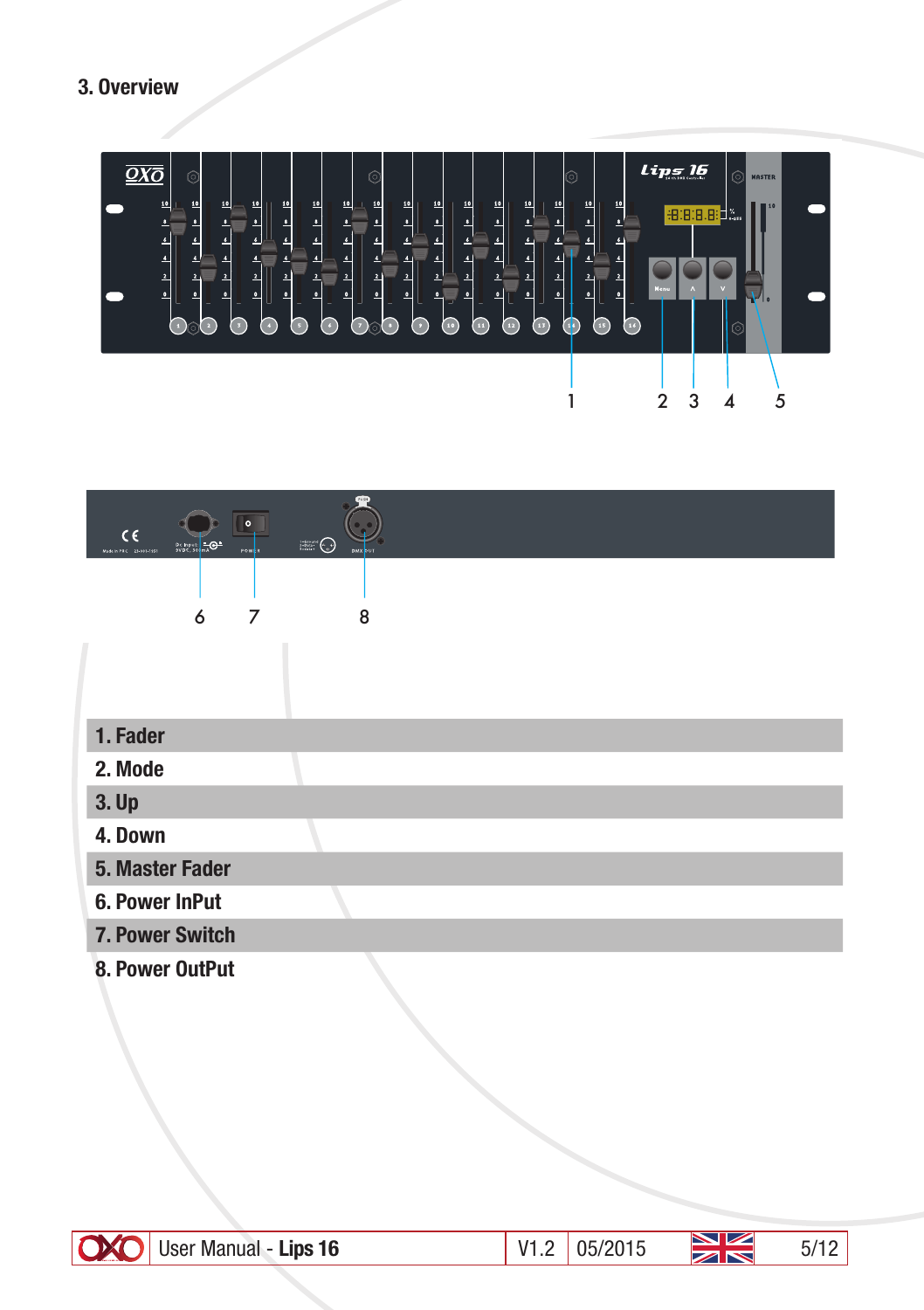## 3. Overview

1. Fader
2. Mode
3. Up
4. Down
5. Master Fader
6. Power InPut
7. Power Switch
8. Power OutPut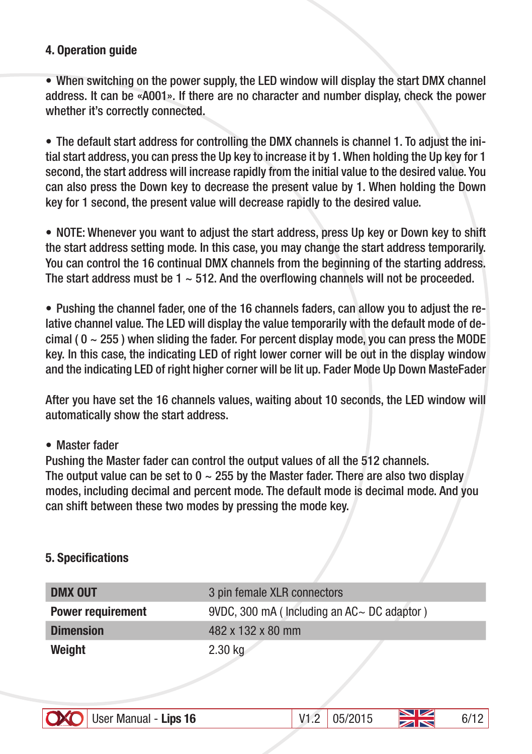## 4. Operation guide

• When switching on the power supply, the LED window will display the start DMX channel address. It can be «A001». If there are no character and number display, check the power whether it's correctly connected.

• The default start address for controlling the DMX channels is channel 1. To adjust the initial start address, you can press the Up key to increase it by 1. When holding the Up key for 1 second, the start address will increase rapidly from the initial value to the desired value. You can also press the Down key to decrease the present value by 1. When holding the Down key for 1 second, the present value will decrease rapidly to the desired value.

• NOTE: Whenever you want to adjust the start address, press Up key or Down key to shift the start address setting mode. In this case, you may change the start address temporarily. You can control the 16 continual DMX channels from the beginning of the starting address. The start address must be 1 ~ 512. And the overflowing channels will not be proceeded.

• Pushing the channel fader, one of the 16 channels faders, can allow you to adjust the relative channel value. The LED will display the value temporarily with the default mode of decimal ( 0 ~ 255 ) when sliding the fader. For percent display mode, you can press the MODE key. In this case, the indicating LED of right lower corner will be out in the display window and the indicating LED of right higher corner will be lit up. Fader Mode Up Down MasteFader

After you have set the 16 channels values, waiting about 10 seconds, the LED window will automatically show the start address.

• Master fader

Pushing the Master fader can control the output values of all the 512 channels.
The output value can be set to 0 ~ 255 by the Master fader. There are also two display modes, including decimal and percent mode. The default mode is decimal mode. And you can shift between these two modes by pressing the mode key.

## 5. Specifications

| | |
|---|---|
| **DMX OUT** | 3 pin female XLR connectors |
| **Power requirement** | 9VDC, 300 mA ( Including an AC~ DC adaptor ) |
| **Dimension** | 482 x 132 x 80 mm |
| **Weight** | 2.30 kg |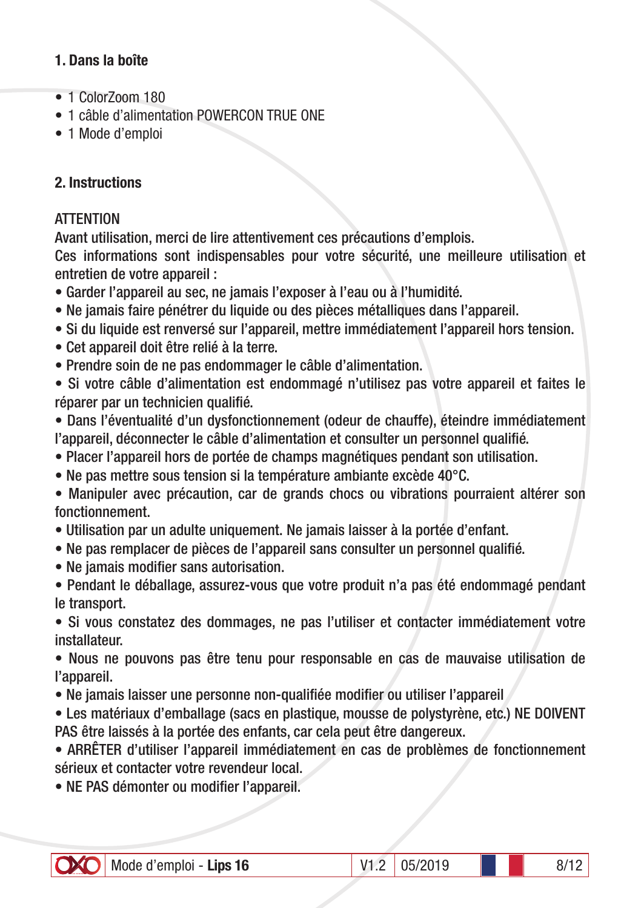## 1. Dans la boîte

- 1 ColorZoom 180
- 1 câble d'alimentation POWERCON TRUE ONE
- 1 Mode d'emploi

## 2. Instructions

ATTENTION

Avant utilisation, merci de lire attentivement ces précautions d'emplois.

Ces informations sont indispensables pour votre sécurité, une meilleure utilisation et entretien de votre appareil :

- Garder l'appareil au sec, ne jamais l'exposer à l'eau ou à l'humidité.
- Ne jamais faire pénétrer du liquide ou des pièces métalliques dans l'appareil.
- Si du liquide est renversé sur l'appareil, mettre immédiatement l'appareil hors tension.
- Cet appareil doit être relié à la terre.
- Prendre soin de ne pas endommager le câble d'alimentation.
- Si votre câble d'alimentation est endommagé n'utilisez pas votre appareil et faites le réparer par un technicien qualifié.
- Dans l'éventualité d'un dysfonctionnement (odeur de chauffe), éteindre immédiatement l'appareil, déconnecter le câble d'alimentation et consulter un personnel qualifié.
- Placer l'appareil hors de portée de champs magnétiques pendant son utilisation.
- Ne pas mettre sous tension si la température ambiante excède 40°C.
- Manipuler avec précaution, car de grands chocs ou vibrations pourraient altérer son fonctionnement.
- Utilisation par un adulte uniquement. Ne jamais laisser à la portée d'enfant.
- Ne pas remplacer de pièces de l'appareil sans consulter un personnel qualifié.
- Ne jamais modifier sans autorisation.
- Pendant le déballage, assurez-vous que votre produit n'a pas été endommagé pendant le transport.
- Si vous constatez des dommages, ne pas l'utiliser et contacter immédiatement votre installateur.
- Nous ne pouvons pas être tenu pour responsable en cas de mauvaise utilisation de l'appareil.
- Ne jamais laisser une personne non-qualifiée modifier ou utiliser l'appareil
- Les matériaux d'emballage (sacs en plastique, mousse de polystyrène, etc.) NE DOIVENT PAS être laissés à la portée des enfants, car cela peut être dangereux.
- ARRÊTER d'utiliser l'appareil immédiatement en cas de problèmes de fonctionnement sérieux et contacter votre revendeur local.
- NE PAS démonter ou modifier l'appareil.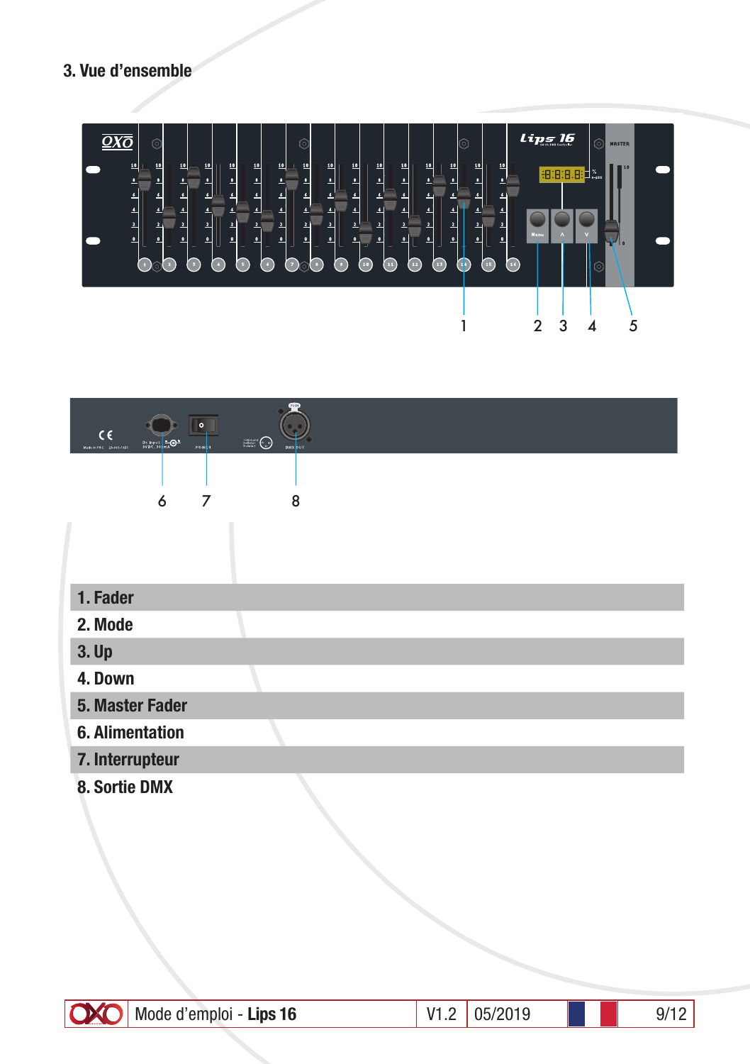## 3. Vue d'ensemble

| |
|---|
| 1. Fader |
| 2. Mode |
| 3. Up |
| 4. Down |
| 5. Master Fader |
| 6. Alimentation |
| 7. Interrupteur |
| 8. Sortie DMX |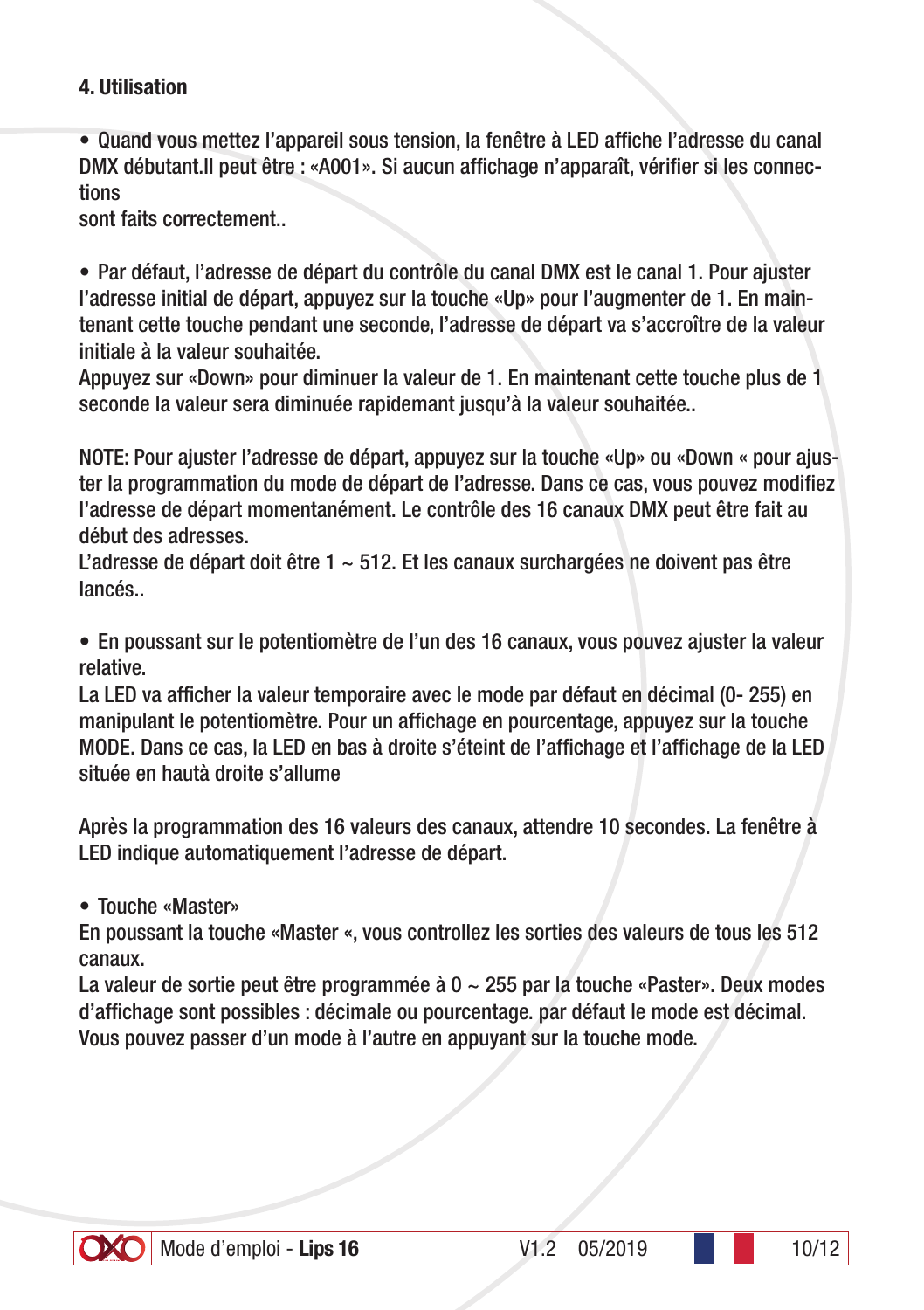### 4. Utilisation

- Quand vous mettez l'appareil sous tension, la fenêtre à LED affiche l'adresse du canal DMX débutant.Il peut être : «A001». Si aucun affichage n'apparaît, vérifier si les connections
sont faits correctement..

- Par défaut, l'adresse de départ du contrôle du canal DMX est le canal 1. Pour ajuster l'adresse initial de départ, appuyez sur la touche «Up» pour l'augmenter de 1. En maintenant cette touche pendant une seconde, l'adresse de départ va s'accroître de la valeur initiale à la valeur souhaitée.
Appuyez sur «Down» pour diminuer la valeur de 1. En maintenant cette touche plus de 1 seconde la valeur sera diminuée rapidemant jusqu'à la valeur souhaitée..

NOTE: Pour ajuster l'adresse de départ, appuyez sur la touche «Up» ou «Down « pour ajuster la programmation du mode de départ de l'adresse. Dans ce cas, vous pouvez modifiez l'adresse de départ momentanément. Le contrôle des 16 canaux DMX peut être fait au début des adresses.
L'adresse de départ doit être 1 ~ 512. Et les canaux surchargées ne doivent pas être lancés..

- En poussant sur le potentiomètre de l'un des 16 canaux, vous pouvez ajuster la valeur relative.
La LED va afficher la valeur temporaire avec le mode par défaut en décimal (0- 255) en manipulant le potentiomètre. Pour un affichage en pourcentage, appuyez sur la touche MODE. Dans ce cas, la LED en bas à droite s'éteint de l'affichage et l'affichage de la LED située en hautà droite s'allume

Après la programmation des 16 valeurs des canaux, attendre 10 secondes. La fenêtre à LED indique automatiquement l'adresse de départ.

- Touche «Master»
En poussant la touche «Master «, vous controllez les sorties des valeurs de tous les 512 canaux.
La valeur de sortie peut être programmée à 0 ~ 255 par la touche «Paster». Deux modes d'affichage sont possibles : décimale ou pourcentage. par défaut le mode est décimal. Vous pouvez passer d'un mode à l'autre en appuyant sur la touche mode.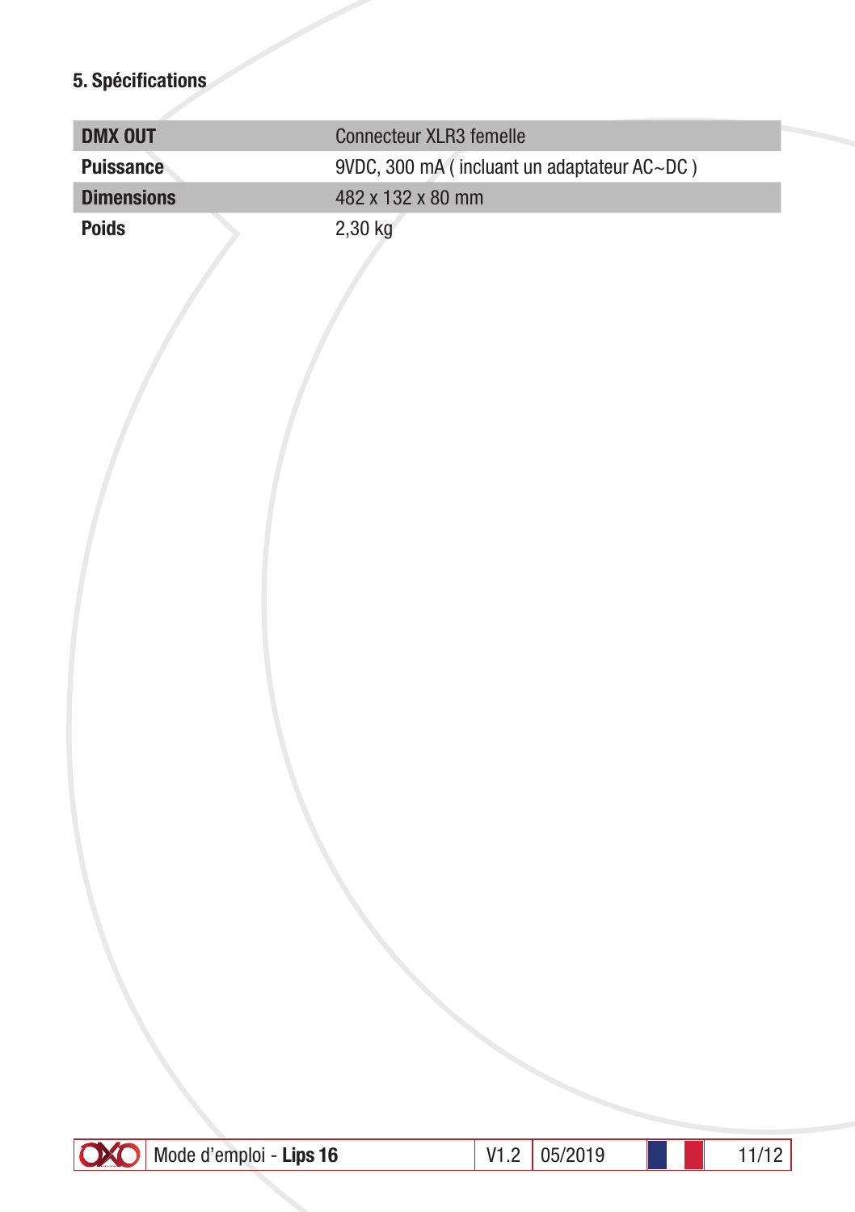## 5. Spécifications

| | |
|---|---|
| **DMX OUT** | Connecteur XLR3 femelle |
| **Puissance** | 9VDC, 300 mA ( incluant un adaptateur AC~DC ) |
| **Dimensions** | 482 x 132 x 80 mm |
| **Poids** | 2,30 kg |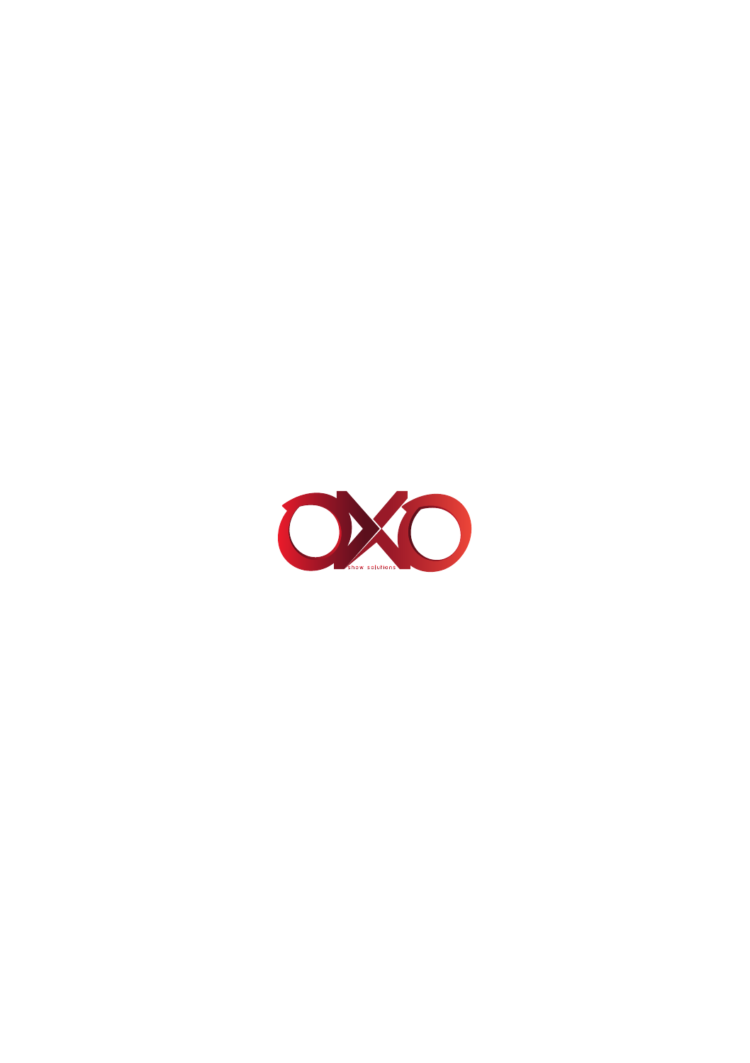OXO

show solutions